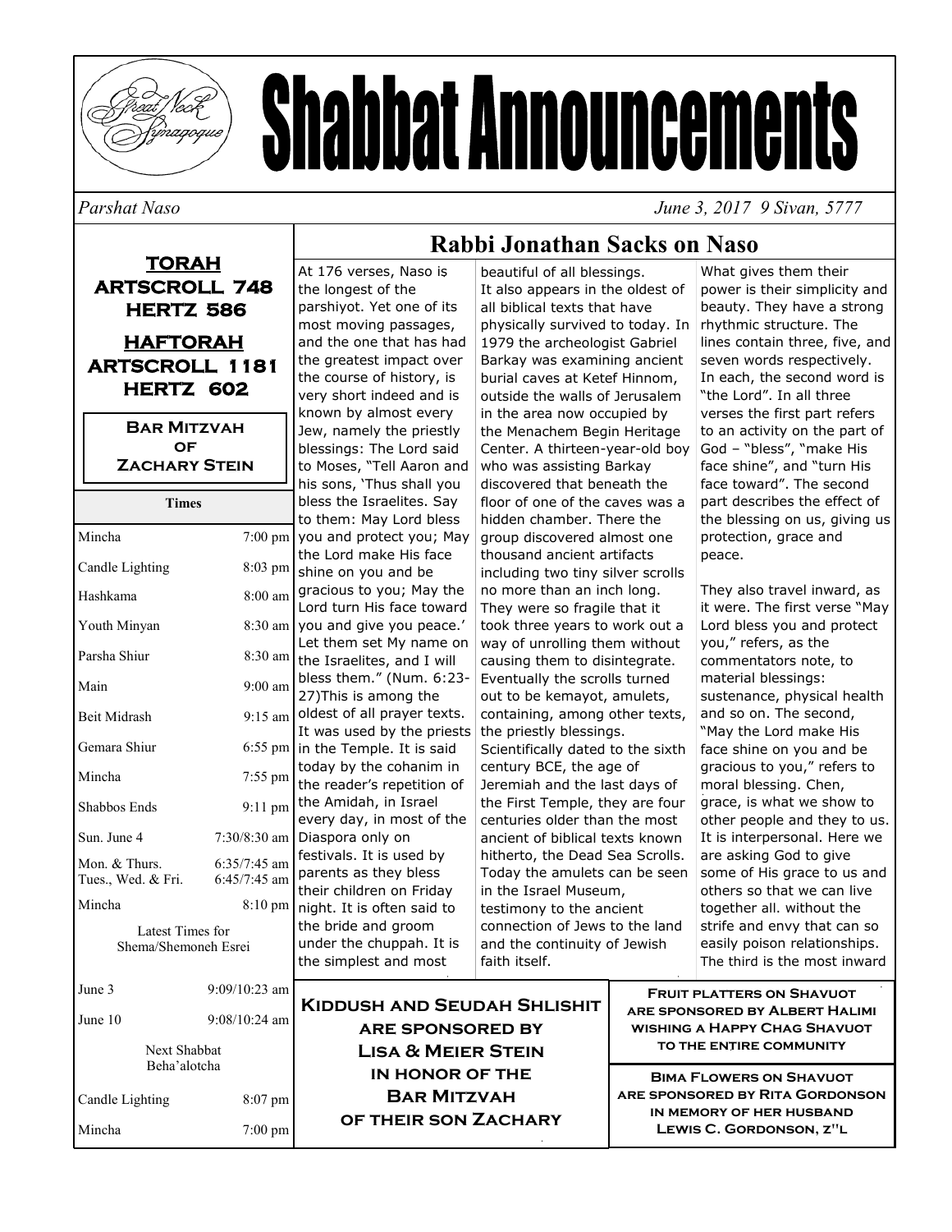# Shabbat Announcements

*Parshat Naso* *June 3, 2017 9 Sivan, 5777*

**TORAH**
**ARTSCROLL 748**
**HERTZ 586**

**HAFTORAH**
**ARTSCROLL 1181**
**HERTZ 602**

**BAR MITZVAH OF ZACHARY STEIN**

| Times | |
|---|---|
| Mincha | 7:00 pm |
| Candle Lighting | 8:03 pm |
| Hashkama | 8:00 am |
| Youth Minyan | 8:30 am |
| Parsha Shiur | 8:30 am |
| Main | 9:00 am |
| Beit Midrash | 9:15 am |
| Gemara Shiur | 6:55 pm |
| Mincha | 7:55 pm |
| Shabbos Ends | 9:11 pm |
| Sun. June 4 | 7:30/8:30 am |
| Mon. & Thurs. | 6:35/7:45 am |
| Tues., Wed. & Fri. | 6:45/7:45 am |
| Mincha | 8:10 pm |

Latest Times for Shema/Shemoneh Esrei

| | |
|---|---|
| June 3 | 9:09/10:23 am |
| June 10 | 9:08/10:24 am |

Next Shabbat Beha'alotcha

| | |
|---|---|
| Candle Lighting | 8:07 pm |
| Mincha | 7:00 pm |

## Rabbi Jonathan Sacks on Naso

At 176 verses, Naso is the longest of the parshiyot. Yet one of its most moving passages, and the one that has had the greatest impact over the course of history, is very short indeed and is known by almost every Jew, namely the priestly blessings: The Lord said to Moses, "Tell Aaron and his sons, 'Thus shall you bless the Israelites. Say to them: May Lord bless you and protect you; May the Lord make His face shine on you and be gracious to you; May the Lord turn His face toward you and give you peace.' Let them set My name on the Israelites, and I will bless them." (Num. 6:23-27)This is among the oldest of all prayer texts. It was used by the priests in the Temple. It is said today by the cohanim in the reader's repetition of the Amidah, in Israel every day, in most of the Diaspora only on festivals. It is used by parents as they bless their children on Friday night. It is often said to the bride and groom under the chuppah. It is the simplest and most beautiful of all blessings.

It also appears in the oldest of all biblical texts that have physically survived to today. In 1979 the archeologist Gabriel Barkay was examining ancient burial caves at Ketef Hinnom, outside the walls of Jerusalem in the area now occupied by the Menachem Begin Heritage Center. A thirteen-year-old boy who was assisting Barkay discovered that beneath the floor of one of the caves was a hidden chamber. There the group discovered almost one thousand ancient artifacts including two tiny silver scrolls no more than an inch long. They were so fragile that it took three years to work out a way of unrolling them without causing them to disintegrate. Eventually the scrolls turned out to be kemayot, amulets, containing, among other texts, the priestly blessings. Scientifically dated to the sixth century BCE, the age of Jeremiah and the last days of the First Temple, they are four centuries older than the most ancient of biblical texts known hitherto, the Dead Sea Scrolls. Today the amulets can be seen in the Israel Museum, testimony to the ancient connection of Jews to the land and the continuity of Jewish faith itself.

What gives them their power is their simplicity and beauty. They have a strong rhythmic structure. The lines contain three, five, and seven words respectively. In each, the second word is "the Lord". In all three verses the first part refers to an activity on the part of God – "bless", "make His face shine", and "turn His face toward". The second part describes the effect of the blessing on us, giving us protection, grace and peace.

They also travel inward, as it were. The first verse "May Lord bless you and protect you," refers, as the commentators note, to material blessings: sustenance, physical health and so on. The second, "May the Lord make His face shine on you and be gracious to you," refers to moral blessing. Chen, grace, is what we show to other people and they to us. It is interpersonal. Here we are asking God to give some of His grace to us and others so that we can live together all. without the strife and envy that can so easily poison relationships. The third is the most inward

**KIDDUSH AND SEUDAH SHLISHIT ARE SPONSORED BY LISA & MEIER STEIN IN HONOR OF THE BAR MITZVAH OF THEIR SON ZACHARY**

**FRUIT PLATTERS ON SHAVUOT ARE SPONSORED BY ALBERT HALIMI WISHING A HAPPY CHAG SHAVUOT TO THE ENTIRE COMMUNITY**

**BIMA FLOWERS ON SHAVUOT ARE SPONSORED BY RITA GORDONSON IN MEMORY OF HER HUSBAND LEWIS C. GORDONSON, Z"L**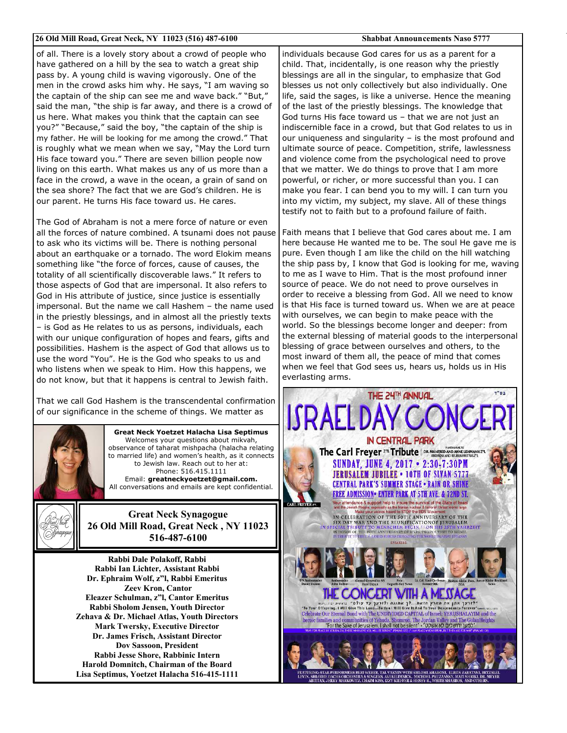of all. There is a lovely story about a crowd of people who have gathered on a hill by the sea to watch a great ship pass by. A young child is waving vigorously. One of the men in the crowd asks him why. He says, "I am waving so the captain of the ship can see me and wave back." "But," said the man, "the ship is far away, and there is a crowd of us here. What makes you think that the captain can see you?" "Because," said the boy, "the captain of the ship is my father. He will be looking for me among the crowd." That is roughly what we mean when we say, "May the Lord turn His face toward you." There are seven billion people now living on this earth. What makes us any of us more than a face in the crowd, a wave in the ocean, a grain of sand on the sea shore? The fact that we are God's children. He is our parent. He turns His face toward us. He cares.

The God of Abraham is not a mere force of nature or even all the forces of nature combined. A tsunami does not pause to ask who its victims will be. There is nothing personal about an earthquake or a tornado. The word Elokim means something like "the force of forces, cause of causes, the totality of all scientifically discoverable laws." It refers to those aspects of God that are impersonal. It also refers to God in His attribute of justice, since justice is essentially impersonal. But the name we call Hashem – the name used in the priestly blessings, and in almost all the priestly texts – is God as He relates to us as persons, individuals, each with our unique configuration of hopes and fears, gifts and possibilities. Hashem is the aspect of God that allows us to use the word "You". He is the God who speaks to us and who listens when we speak to Him. How this happens, we do not know, but that it happens is central to Jewish faith.

That we call God Hashem is the transcendental confirmation of our significance in the scheme of things. We matter as individuals because God cares for us as a parent for a child. That, incidentally, is one reason why the priestly blessings are all in the singular, to emphasize that God blesses us not only collectively but also individually. One life, said the sages, is like a universe. Hence the meaning of the last of the priestly blessings. The knowledge that God turns His face toward us – that we are not just an indiscernible face in a crowd, but that God relates to us in our uniqueness and singularity – is the most profound and ultimate source of peace. Competition, strife, lawlessness and violence come from the psychological need to prove that we matter. We do things to prove that I am more powerful, or richer, or more successful than you. I can make you fear. I can bend you to my will. I can turn you into my victim, my subject, my slave. All of these things testify not to faith but to a profound failure of faith.

Faith means that I believe that God cares about me. I am here because He wanted me to be. The soul He gave me is pure. Even though I am like the child on the hill watching the ship pass by, I know that God is looking for me, waving to me as I wave to Him. That is the most profound inner source of peace. We do not need to prove ourselves in order to receive a blessing from God. All we need to know is that His face is turned toward us. When we are at peace with ourselves, we can begin to make peace with the world. So the blessings become longer and deeper: from the external blessing of material goods to the interpersonal blessing of grace between ourselves and others, to the most inward of them all, the peace of mind that comes when we feel that God sees us, hears us, holds us in His everlasting arms.

**Great Neck Yoetzet Halacha Lisa Septimus**
Welcomes your questions about mikvah, observance of taharat mishpacha (halacha relating to married life) and women's health, as it connects to Jewish law. Reach out to her at:
Phone: 516.415.1111
Email: **greatneckyoetzet@gmail.com.**
All conversations and emails are kept confidential.

**Great Neck Synagogue**
**26 Old Mill Road, Great Neck , NY 11023**
**516-487-6100**

**Rabbi Dale Polakoff, Rabbi**
**Rabbi Ian Lichter, Assistant Rabbi**
**Dr. Ephraim Wolf, z"l, Rabbi Emeritus**
**Zeev Kron, Cantor**
**Eleazer Schulman, z"l, Cantor Emeritus**
**Rabbi Sholom Jensen, Youth Director**
**Zehava & Dr. Michael Atlas, Youth Directors**
**Mark Twersky, Executive Director**
**Dr. James Frisch, Assistant Director**
**Dov Sassoon, President**
**Rabbi Jesse Shore, Rabbinic Intern**
**Harold Domnitch, Chairman of the Board**
**Lisa Septimus, Yoetzet Halacha 516-415-1111**

בס"ד

**THE 24TH ANNUAL ISRAEL DAY CONCERT IN CENTRAL PARK**

**The Carl Freyer z"l Tribute**

**SUNDAY, JUNE 4, 2017 • 2:30-7:30PM**
**JERUSALEM JUBILEE • 10TH OF SIVAN 5777**
**CENTRAL PARK'S SUMMER STAGE • RAIN OR SHINE**
**FREE ADMISSION• ENTER PARK AT 5TH AVE. & 72ND ST.**

Your attendance & support help to insure the survival of the State of Israel and the Jewish People, especially as the Iranian nuclear & terrorist threat looms large. Make your voices heard to STOP the BDS Movement.

IN CELEBRATION OF THE 50TH ANNIVERSARY OF THE SIX DAY WAR AND THE REUNIFICATION OF JERUSALEM

SPEAKERS: UN Ambassador Danny Danon, Ambassador John Bolton, Consul General to NY Dani Dayan, Pete Hegseth-Fox News, Lt. Col. Yoni Chetboun Former IDF, Morton Klein Pres. ZOA, Aaron Klein-Breitbart News

**THE CONCERT WITH A MESSAGE**

"To Your Offspring, I Will Give This Land...To You I Will Give It And To Your Descendants Forever"

Celebrate Our Eternal Bond with The UNDIVIDED CAPITAL of Israel: YERUSHALAYIM and the heroic families and communities of Yehuda, Shomron, The Jordan Valley and The GolanHeights

"For the Sake of Jerusalem, I shall not be silent" • "למען ירושלים לא אשקט"

FEATURING: STAR PERFORMERS BERI WEBER, TAL VAKNIN WITH SHLOMI AHARONI, ELRON ZABATANI, BETZALEL LEVIN, SHLOIME DACHS ORCHESTRA & SINGERS, AVI KILIMNICK, MICHOEL PRUZANSKY, MATI SHRIKI, DR. MEYER ABITTAN, JERRY MARKOVITZ, CHAIM KISS, IZZY KIEFFER & HESHY R., WHITE SHABBOS, AND OTHERS.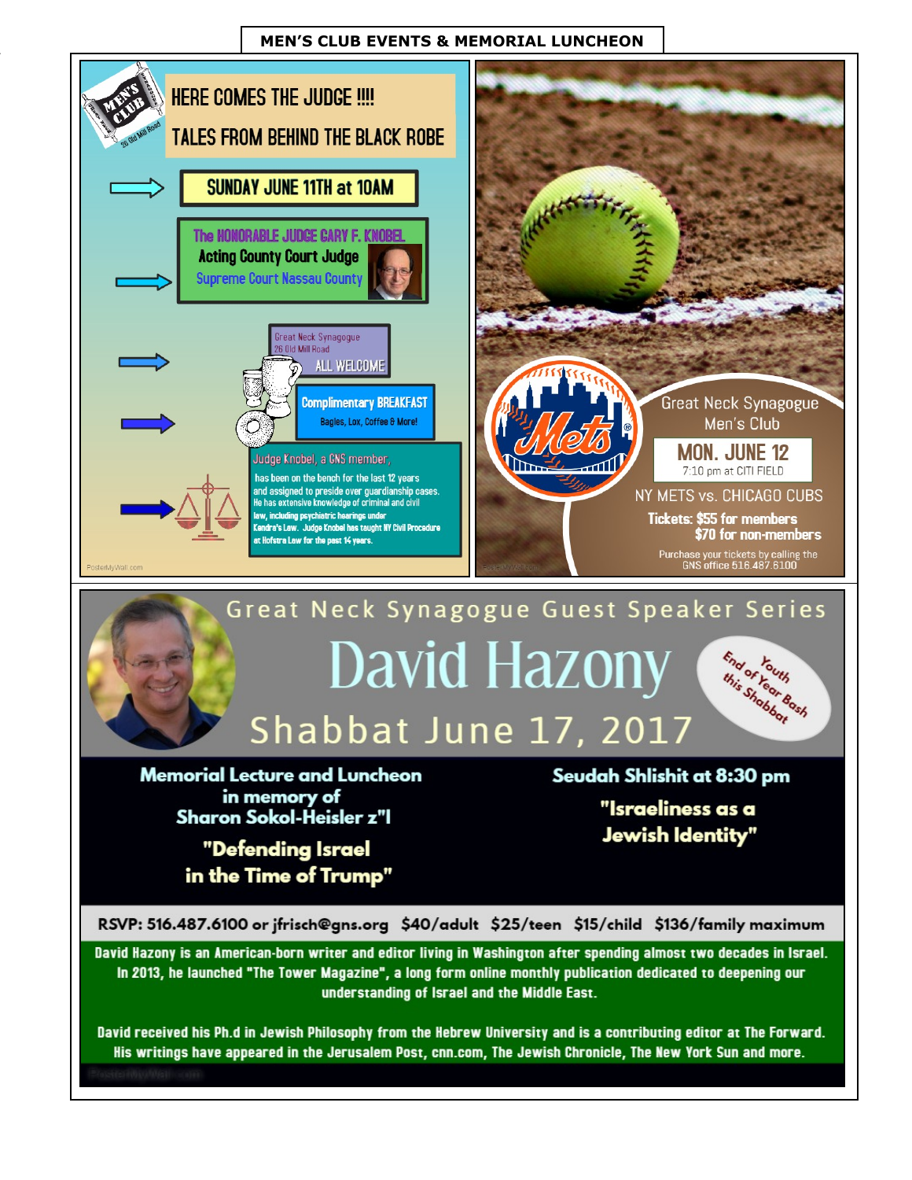# MEN'S CLUB EVENTS & MEMORIAL LUNCHEON

## HERE COMES THE JUDGE !!!!

## TALES FROM BEHIND THE BLACK ROBE

**SUNDAY JUNE 11TH at 10AM**

The HONORABLE JUDGE GARY F. KNOBEL
Acting County Court Judge
Supreme Court Nassau County

Great Neck Synagogue
26 Old Mill Road
ALL WELCOME

**Complimentary BREAKFAST**
Bagels, Lox, Coffee & More!

Judge Knobel, a GNS member, has been on the bench for the last 12 years and assigned to preside over guardianship cases. He has extensive knowledge of criminal and civil law, including psychiatric hearings under Kendra's Law. Judge Knobel has taught NY Civil Procedure at Hofstra Law for the past 14 years.

---

Great Neck Synagogue
Men's Club

**MON. JUNE 12**
7:10 pm at CITI FIELD

NY METS vs. CHICAGO CUBS

**Tickets: $55 for members**
**$70 for non-members**

Purchase your tickets by calling the GNS office 516.487.6100

---

## Great Neck Synagogue Guest Speaker Series

# David Hazony

## Shabbat June 17, 2017

*Youth End of Year Bash this Shabbat*

**Memorial Lecture and Luncheon in memory of Sharon Sokol-Heisler z"l**

**"Defending Israel in the Time of Trump"**

**Seudah Shlishit at 8:30 pm**

**"Israeliness as a Jewish Identity"**

**RSVP: 516.487.6100 or jfrisch@gns.org $40/adult $25/teen $15/child $136/family maximum**

David Hazony is an American-born writer and editor living in Washington after spending almost two decades in Israel. In 2013, he launched "The Tower Magazine", a long form online monthly publication dedicated to deepening our understanding of Israel and the Middle East.

David received his Ph.d in Jewish Philosophy from the Hebrew University and is a contributing editor at The Forward. His writings have appeared in the Jerusalem Post, cnn.com, The Jewish Chronicle, The New York Sun and more.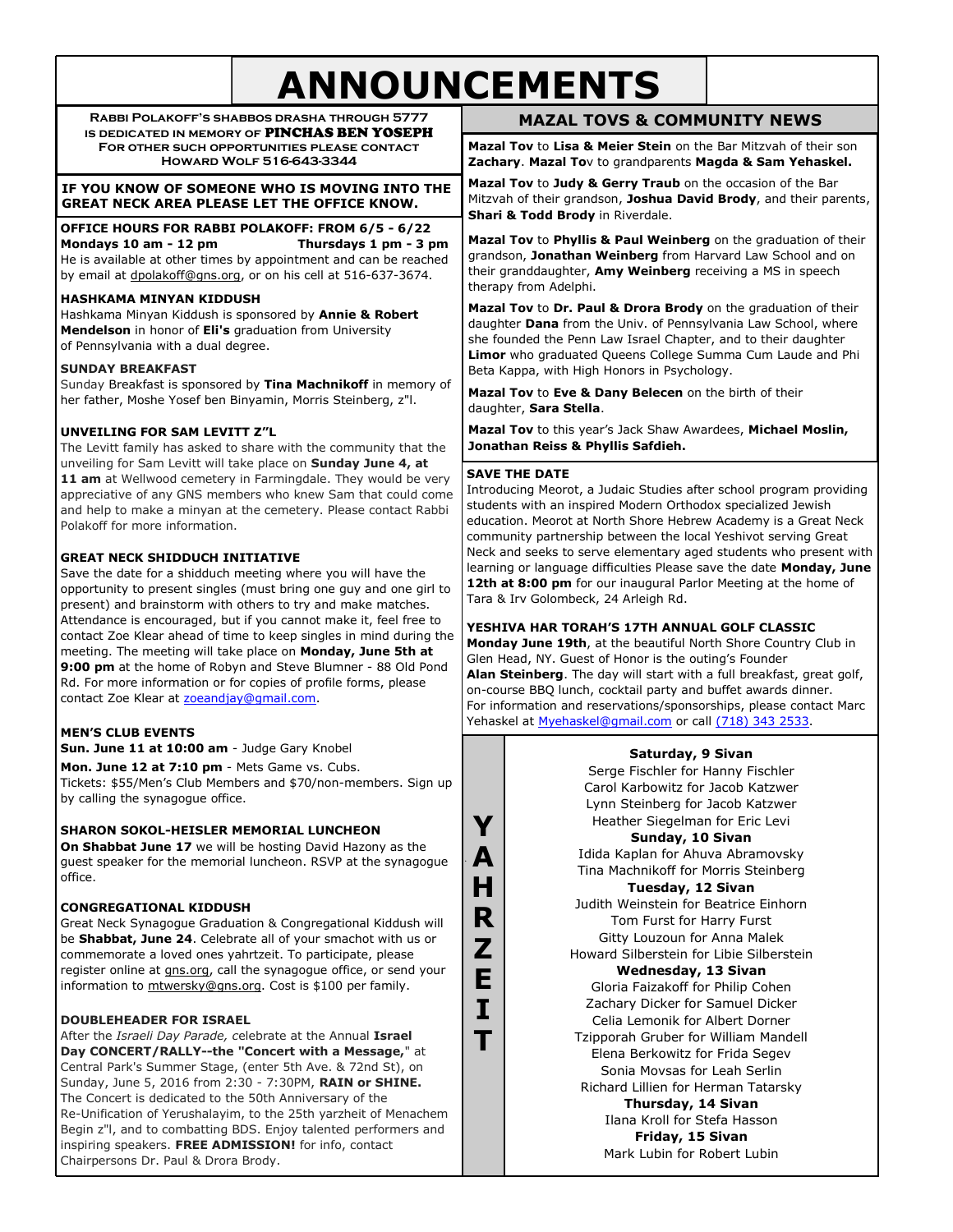# ANNOUNCEMENTS

**RABBI POLAKOFF'S SHABBOS DRASHA THROUGH 5777 IS DEDICATED IN MEMORY OF PINCHAS BEN YOSEPH**
**FOR OTHER SUCH OPPORTUNITIES PLEASE CONTACT HOWARD WOLF 516-643-3344**

**IF YOU KNOW OF SOMEONE WHO IS MOVING INTO THE GREAT NECK AREA PLEASE LET THE OFFICE KNOW.**

**OFFICE HOURS FOR RABBI POLAKOFF: FROM 6/5 - 6/22**
**Mondays 10 am - 12 pm** **Thursdays 1 pm - 3 pm**
He is available at other times by appointment and can be reached by email at dpolakoff@gns.org, or on his cell at 516-637-3674.

### HASHKAMA MINYAN KIDDUSH

Hashkama Minyan Kiddush is sponsored by **Annie & Robert Mendelson** in honor of **Eli's** graduation from University of Pennsylvania with a dual degree.

### SUNDAY BREAKFAST

Sunday Breakfast is sponsored by **Tina Machnikoff** in memory of her father, Moshe Yosef ben Binyamin, Morris Steinberg, z"l.

### UNVEILING FOR SAM LEVITT Z"L

The Levitt family has asked to share with the community that the unveiling for Sam Levitt will take place on **Sunday June 4, at 11 am** at Wellwood cemetery in Farmingdale. They would be very appreciative of any GNS members who knew Sam that could come and help to make a minyan at the cemetery. Please contact Rabbi Polakoff for more information.

### GREAT NECK SHIDDUCH INITIATIVE

Save the date for a shidduch meeting where you will have the opportunity to present singles (must bring one guy and one girl to present) and brainstorm with others to try and make matches. Attendance is encouraged, but if you cannot make it, feel free to contact Zoe Klear ahead of time to keep singles in mind during the meeting. The meeting will take place on **Monday, June 5th at 9:00 pm** at the home of Robyn and Steve Blumner - 88 Old Pond Rd. For more information or for copies of profile forms, please contact Zoe Klear at zoeandjay@gmail.com.

### MEN'S CLUB EVENTS

**Sun. June 11 at 10:00 am** - Judge Gary Knobel
**Mon. June 12 at 7:10 pm** - Mets Game vs. Cubs.
Tickets: $55/Men's Club Members and $70/non-members. Sign up by calling the synagogue office.

### SHARON SOKOL-HEISLER MEMORIAL LUNCHEON

**On Shabbat June 17** we will be hosting David Hazony as the guest speaker for the memorial luncheon. RSVP at the synagogue office.

### CONGREGATIONAL KIDDUSH

Great Neck Synagogue Graduation & Congregational Kiddush will be **Shabbat, June 24**. Celebrate all of your smachot with us or commemorate a loved ones yahrtzeit. To participate, please register online at gns.org, call the synagogue office, or send your information to mtwersky@gns.org. Cost is $100 per family.

### DOUBLEHEADER FOR ISRAEL

After the *Israeli Day Parade, c*elebrate at the Annual **Israel Day CONCERT/RALLY--the "Concert with a Message,"** at Central Park's Summer Stage, (enter 5th Ave. & 72nd St), on Sunday, June 5, 2016 from 2:30 - 7:30PM, **RAIN or SHINE.** The Concert is dedicated to the 50th Anniversary of the Re-Unification of Yerushalayim, to the 25th yarzheit of Menachem Begin z"l, and to combatting BDS. Enjoy talented performers and inspiring speakers. **FREE ADMISSION!** for info, contact Chairpersons Dr. Paul & Drora Brody.

## MAZAL TOVS & COMMUNITY NEWS

**Mazal Tov** to **Lisa & Meier Stein** on the Bar Mitzvah of their son **Zachary**. **Mazal To**v to grandparents **Magda & Sam Yehaskel.**

**Mazal Tov** to **Judy & Gerry Traub** on the occasion of the Bar Mitzvah of their grandson, **Joshua David Brody**, and their parents, **Shari & Todd Brody** in Riverdale.

**Mazal Tov** to **Phyllis & Paul Weinberg** on the graduation of their grandson, **Jonathan Weinberg** from Harvard Law School and on their granddaughter, **Amy Weinberg** receiving a MS in speech therapy from Adelphi.

**Mazal Tov** to **Dr. Paul & Drora Brody** on the graduation of their daughter **Dana** from the Univ. of Pennsylvania Law School, where she founded the Penn Law Israel Chapter, and to their daughter **Limor** who graduated Queens College Summa Cum Laude and Phi Beta Kappa, with High Honors in Psychology.

**Mazal Tov** to **Eve & Dany Belecen** on the birth of their daughter, **Sara Stella**.

**Mazal Tov** to this year's Jack Shaw Awardees, **Michael Moslin, Jonathan Reiss & Phyllis Safdieh.**

### SAVE THE DATE

Introducing Meorot, a Judaic Studies after school program providing students with an inspired Modern Orthodox specialized Jewish education. Meorot at North Shore Hebrew Academy is a Great Neck community partnership between the local Yeshivot serving Great Neck and seeks to serve elementary aged students who present with learning or language difficulties Please save the date **Monday, June 12th at 8:00 pm** for our inaugural Parlor Meeting at the home of Tara & Irv Golombeck, 24 Arleigh Rd.

### YESHIVA HAR TORAH'S 17TH ANNUAL GOLF CLASSIC

**Monday June 19th**, at the beautiful North Shore Country Club in Glen Head, NY. Guest of Honor is the outing's Founder **Alan Steinberg**. The day will start with a full breakfast, great golf, on-course BBQ lunch, cocktail party and buffet awards dinner. For information and reservations/sponsorships, please contact Marc Yehaskel at Myehaskel@gmail.com or call (718) 343 2533.

## YAHRZEIT

**Saturday, 9 Sivan**
Serge Fischler for Hanny Fischler
Carol Karbowitz for Jacob Katzwer
Lynn Steinberg for Jacob Katzwer
Heather Siegelman for Eric Levi

**Sunday, 10 Sivan**
Idida Kaplan for Ahuva Abramovsky
Tina Machnikoff for Morris Steinberg

**Tuesday, 12 Sivan**
Judith Weinstein for Beatrice Einhorn
Tom Furst for Harry Furst
Gitty Louzoun for Anna Malek
Howard Silberstein for Libie Silberstein

**Wednesday, 13 Sivan**
Gloria Faizakoff for Philip Cohen
Zachary Dicker for Samuel Dicker
Celia Lemonik for Albert Dorner
Tzipporah Gruber for William Mandell
Elena Berkowitz for Frida Segev
Sonia Movsas for Leah Serlin
Richard Lillien for Herman Tatarsky

**Thursday, 14 Sivan**
Ilana Kroll for Stefa Hasson

**Friday, 15 Sivan**
Mark Lubin for Robert Lubin